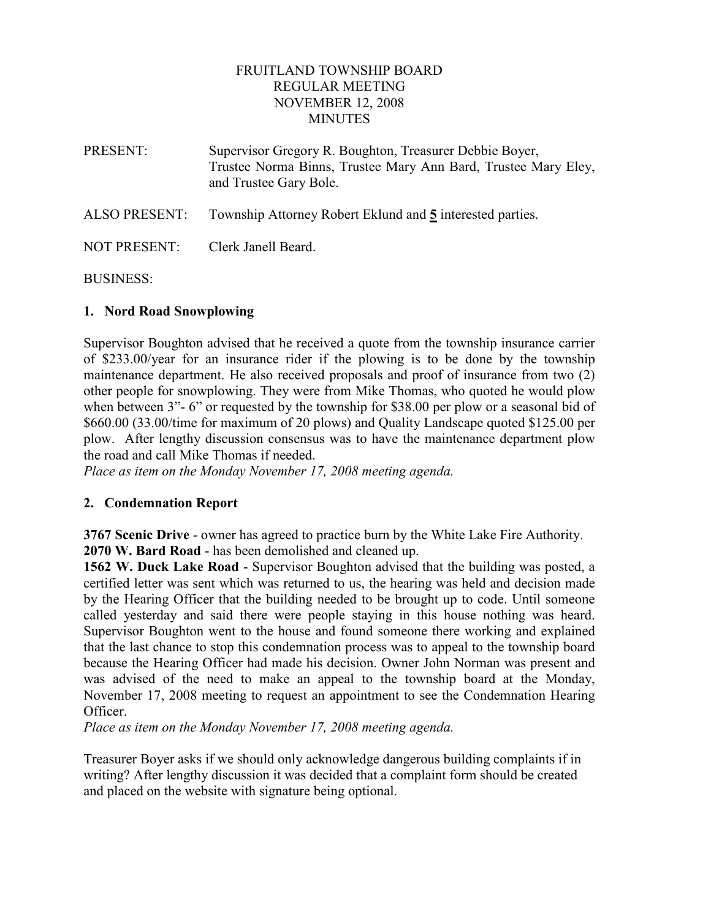# FRUITLAND TOWNSHIP BOARD
## REGULAR MEETING
## NOVEMBER 12, 2008
## MINUTES

PRESENT: Supervisor Gregory R. Boughton, Treasurer Debbie Boyer, Trustee Norma Binns, Trustee Mary Ann Bard, Trustee Mary Eley, and Trustee Gary Bole.

ALSO PRESENT: Township Attorney Robert Eklund and **5** interested parties.

NOT PRESENT: Clerk Janell Beard.

BUSINESS:

### 1. Nord Road Snowplowing

Supervisor Boughton advised that he received a quote from the township insurance carrier of $233.00/year for an insurance rider if the plowing is to be done by the township maintenance department. He also received proposals and proof of insurance from two (2) other people for snowplowing. They were from Mike Thomas, who quoted he would plow when between 3"- 6" or requested by the township for $38.00 per plow or a seasonal bid of $660.00 (33.00/time for maximum of 20 plows) and Quality Landscape quoted $125.00 per plow. After lengthy discussion consensus was to have the maintenance department plow the road and call Mike Thomas if needed.

*Place as item on the Monday November 17, 2008 meeting agenda.*

### 2. Condemnation Report

**3767 Scenic Drive** - owner has agreed to practice burn by the White Lake Fire Authority.
**2070 W. Bard Road** - has been demolished and cleaned up.
**1562 W. Duck Lake Road** - Supervisor Boughton advised that the building was posted, a certified letter was sent which was returned to us, the hearing was held and decision made by the Hearing Officer that the building needed to be brought up to code. Until someone called yesterday and said there were people staying in this house nothing was heard. Supervisor Boughton went to the house and found someone there working and explained that the last chance to stop this condemnation process was to appeal to the township board because the Hearing Officer had made his decision. Owner John Norman was present and was advised of the need to make an appeal to the township board at the Monday, November 17, 2008 meeting to request an appointment to see the Condemnation Hearing Officer.

*Place as item on the Monday November 17, 2008 meeting agenda.*

Treasurer Boyer asks if we should only acknowledge dangerous building complaints if in writing? After lengthy discussion it was decided that a complaint form should be created and placed on the website with signature being optional.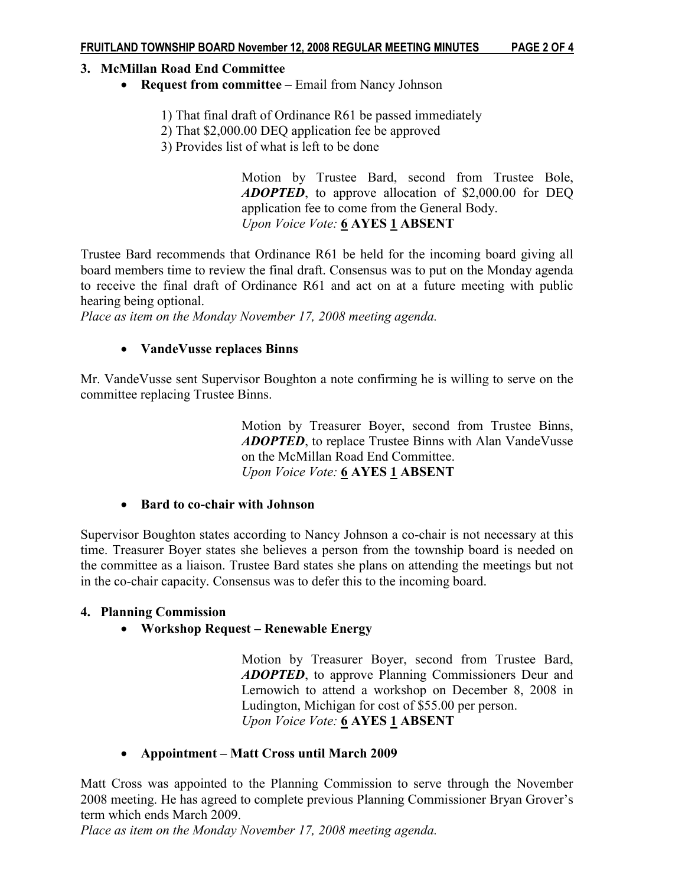## 3. McMillan Road End Committee

- **Request from committee** – Email from Nancy Johnson

  1) That final draft of Ordinance R61 be passed immediately
  2) That $2,000.00 DEQ application fee be approved
  3) Provides list of what is left to be done

> Motion by Trustee Bard, second from Trustee Bole, ***ADOPTED***, to approve allocation of $2,000.00 for DEQ application fee to come from the General Body.
> *Upon Voice Vote:* **6 AYES 1 ABSENT**

Trustee Bard recommends that Ordinance R61 be held for the incoming board giving all board members time to review the final draft. Consensus was to put on the Monday agenda to receive the final draft of Ordinance R61 and act on at a future meeting with public hearing being optional.
*Place as item on the Monday November 17, 2008 meeting agenda.*

- **VandeVusse replaces Binns**

Mr. VandeVusse sent Supervisor Boughton a note confirming he is willing to serve on the committee replacing Trustee Binns.

> Motion by Treasurer Boyer, second from Trustee Binns, ***ADOPTED***, to replace Trustee Binns with Alan VandeVusse on the McMillan Road End Committee.
> *Upon Voice Vote:* **6 AYES 1 ABSENT**

- **Bard to co-chair with Johnson**

Supervisor Boughton states according to Nancy Johnson a co-chair is not necessary at this time. Treasurer Boyer states she believes a person from the township board is needed on the committee as a liaison. Trustee Bard states she plans on attending the meetings but not in the co-chair capacity. Consensus was to defer this to the incoming board.

## 4. Planning Commission

- **Workshop Request – Renewable Energy**

> Motion by Treasurer Boyer, second from Trustee Bard, ***ADOPTED***, to approve Planning Commissioners Deur and Lernowich to attend a workshop on December 8, 2008 in Ludington, Michigan for cost of $55.00 per person.
> *Upon Voice Vote:* **6 AYES 1 ABSENT**

- **Appointment – Matt Cross until March 2009**

Matt Cross was appointed to the Planning Commission to serve through the November 2008 meeting. He has agreed to complete previous Planning Commissioner Bryan Grover's term which ends March 2009.
*Place as item on the Monday November 17, 2008 meeting agenda.*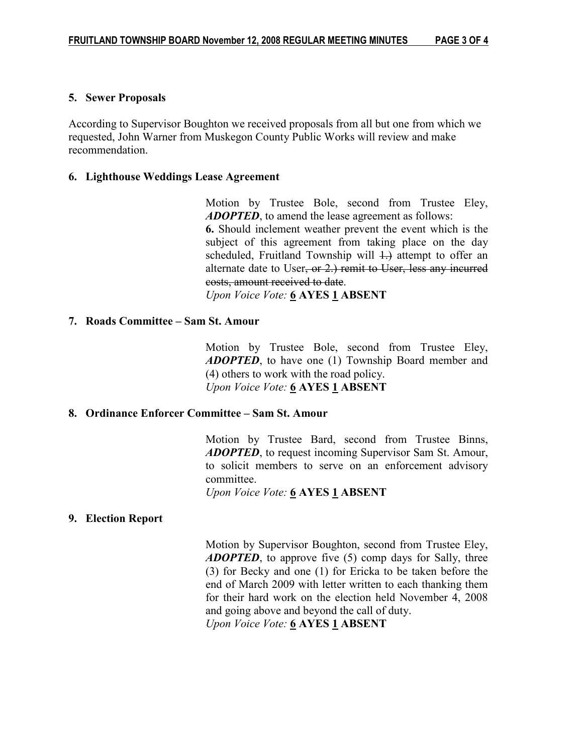### 5. Sewer Proposals

According to Supervisor Boughton we received proposals from all but one from which we requested, John Warner from Muskegon County Public Works will review and make recommendation.

### 6. Lighthouse Weddings Lease Agreement

Motion by Trustee Bole, second from Trustee Eley, ***ADOPTED***, to amend the lease agreement as follows:
**6.** Should inclement weather prevent the event which is the subject of this agreement from taking place on the day scheduled, Fruitland Township will ~~1.)~~ attempt to offer an alternate date to User~~, or 2.) remit to User, less any incurred costs, amount received to date~~.
*Upon Voice Vote:* **6 AYES 1 ABSENT**

### 7. Roads Committee – Sam St. Amour

Motion by Trustee Bole, second from Trustee Eley, ***ADOPTED***, to have one (1) Township Board member and (4) others to work with the road policy.
*Upon Voice Vote:* **6 AYES 1 ABSENT**

### 8. Ordinance Enforcer Committee – Sam St. Amour

Motion by Trustee Bard, second from Trustee Binns, ***ADOPTED***, to request incoming Supervisor Sam St. Amour, to solicit members to serve on an enforcement advisory committee.
*Upon Voice Vote:* **6 AYES 1 ABSENT**

### 9. Election Report

Motion by Supervisor Boughton, second from Trustee Eley, ***ADOPTED***, to approve five (5) comp days for Sally, three (3) for Becky and one (1) for Ericka to be taken before the end of March 2009 with letter written to each thanking them for their hard work on the election held November 4, 2008 and going above and beyond the call of duty.
*Upon Voice Vote:* **6 AYES 1 ABSENT**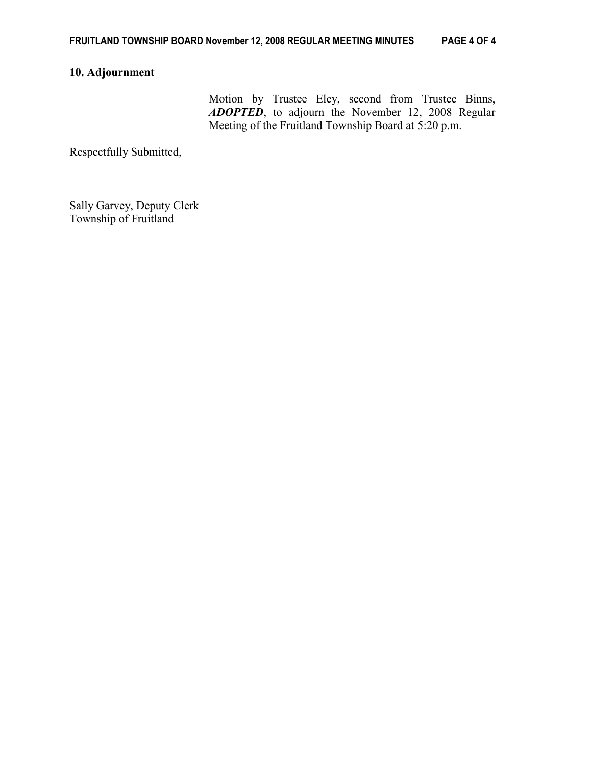## 10. Adjournment

Motion by Trustee Eley, second from Trustee Binns, ***ADOPTED***, to adjourn the November 12, 2008 Regular Meeting of the Fruitland Township Board at 5:20 p.m.

Respectfully Submitted,

Sally Garvey, Deputy Clerk
Township of Fruitland